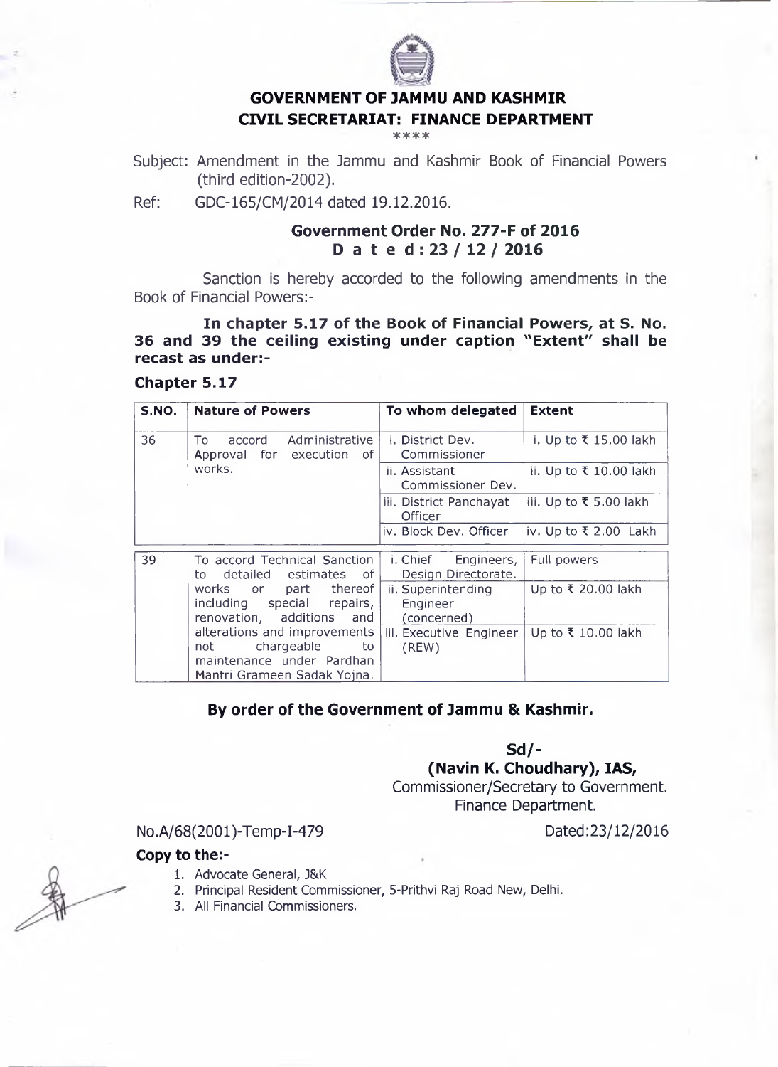# GOVERNMENT OF JAMMU AND KASHMIR
## CIVIL SECRETARIAT: FINANCE DEPARTMENT

****

Subject: Amendment in the Jammu and Kashmir Book of Financial Powers (third edition-2002).

Ref: GDC-165/CM/2014 dated 19.12.2016.

### Government Order No. 277-F of 2016
### D a t e d : 23 / 12 / 2016

Sanction is hereby accorded to the following amendments in the Book of Financial Powers:-

**In chapter 5.17 of the Book of Financial Powers, at S. No. 36 and 39 the ceiling existing under caption "Extent" shall be recast as under:-**

**Chapter 5.17**

| S.NO. | Nature of Powers | To whom delegated | Extent |
|---|---|---|---|
| 36 | To accord Administrative Approval for execution of works. | i. District Dev. Commissioner | i. Up to ₹ 15.00 lakh |
| | | ii. Assistant Commissioner Dev. | ii. Up to ₹ 10.00 lakh |
| | | iii. District Panchayat Officer | iii. Up to ₹ 5.00 lakh |
| | | iv. Block Dev. Officer | iv. Up to ₹ 2.00 Lakh |
| 39 | To accord Technical Sanction to detailed estimates of works or part thereof including special repairs, renovation, additions and alterations and improvements not chargeable to maintenance under Pardhan Mantri Grameen Sadak Yojna. | i. Chief Engineers, Design Directorate. | Full powers |
| | | ii. Superintending Engineer (concerned) | Up to ₹ 20.00 lakh |
| | | iii. Executive Engineer (REW) | Up to ₹ 10.00 lakh |

**By order of the Government of Jammu & Kashmir.**

**Sd/-**
**(Navin K. Choudhary), IAS,**
Commissioner/Secretary to Government.
Finance Department.

No.A/68(2001)-Temp-I-479 Dated:23/12/2016

**Copy to the:-**

1. Advocate General, J&K
2. Principal Resident Commissioner, 5-Prithvi Raj Road New, Delhi.
3. All Financial Commissioners.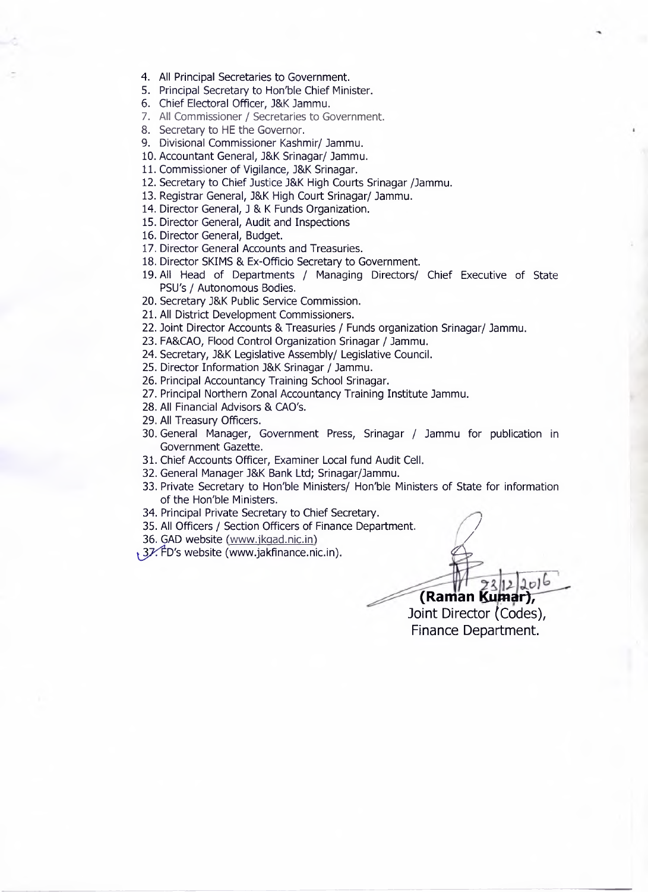4. All Principal Secretaries to Government.
5. Principal Secretary to Hon'ble Chief Minister.
6. Chief Electoral Officer, J&K Jammu.
7. All Commissioner / Secretaries to Government.
8. Secretary to HE the Governor.
9. Divisional Commissioner Kashmir/ Jammu.
10. Accountant General, J&K Srinagar/ Jammu.
11. Commissioner of Vigilance, J&K Srinagar.
12. Secretary to Chief Justice J&K High Courts Srinagar /Jammu.
13. Registrar General, J&K High Court Srinagar/ Jammu.
14. Director General, J & K Funds Organization.
15. Director General, Audit and Inspections
16. Director General, Budget.
17. Director General Accounts and Treasuries.
18. Director SKIMS & Ex-Officio Secretary to Government.
19. All Head of Departments / Managing Directors/ Chief Executive of State PSU's / Autonomous Bodies.
20. Secretary J&K Public Service Commission.
21. All District Development Commissioners.
22. Joint Director Accounts & Treasuries / Funds organization Srinagar/ Jammu.
23. FA&CAO, Flood Control Organization Srinagar / Jammu.
24. Secretary, J&K Legislative Assembly/ Legislative Council.
25. Director Information J&K Srinagar / Jammu.
26. Principal Accountancy Training School Srinagar.
27. Principal Northern Zonal Accountancy Training Institute Jammu.
28. All Financial Advisors & CAO's.
29. All Treasury Officers.
30. General Manager, Government Press, Srinagar / Jammu for publication in Government Gazette.
31. Chief Accounts Officer, Examiner Local fund Audit Cell.
32. General Manager J&K Bank Ltd; Srinagar/Jammu.
33. Private Secretary to Hon'ble Ministers/ Hon'ble Ministers of State for information of the Hon'ble Ministers.
34. Principal Private Secretary to Chief Secretary.
35. All Officers / Section Officers of Finance Department.
36. GAD website (www.jkgad.nic.in)
37. FD's website (www.jakfinance.nic.in).

23/12/2016

**(Raman Kumar),**
Joint Director (Codes),
Finance Department.